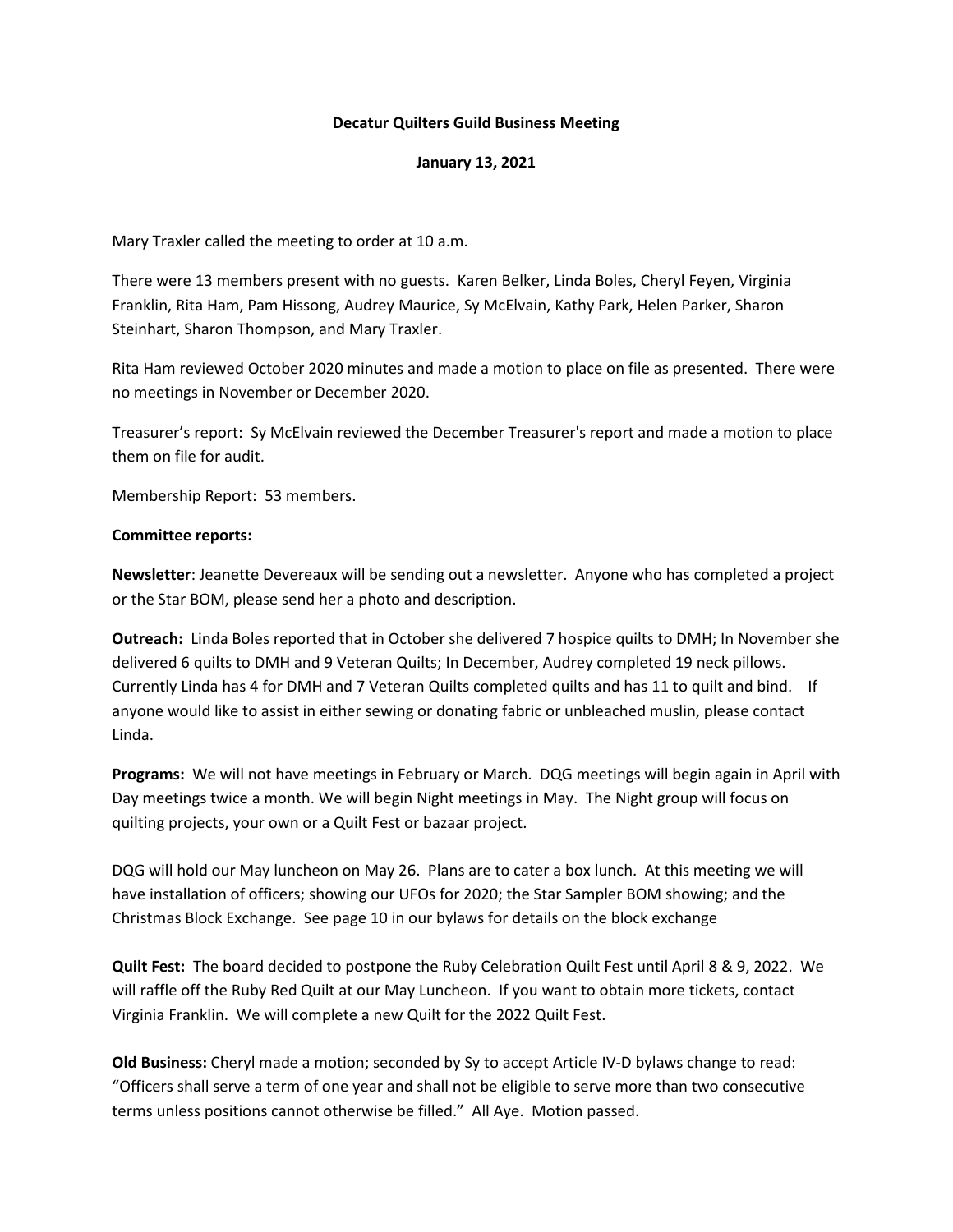**Decatur Quilters Guild Business Meeting**

**January 13, 2021**

Mary Traxler called the meeting to order at 10 a.m.

There were 13 members present with no guests. Karen Belker, Linda Boles, Cheryl Feyen, Virginia Franklin, Rita Ham, Pam Hissong, Audrey Maurice, Sy McElvain, Kathy Park, Helen Parker, Sharon Steinhart, Sharon Thompson, and Mary Traxler.

Rita Ham reviewed October 2020 minutes and made a motion to place on file as presented. There were no meetings in November or December 2020.

Treasurer's report: Sy McElvain reviewed the December Treasurer's report and made a motion to place them on file for audit.

Membership Report: 53 members.

**Committee reports:**

**Newsletter**: Jeanette Devereaux will be sending out a newsletter. Anyone who has completed a project or the Star BOM, please send her a photo and description.

**Outreach:** Linda Boles reported that in October she delivered 7 hospice quilts to DMH; In November she delivered 6 quilts to DMH and 9 Veteran Quilts; In December, Audrey completed 19 neck pillows. Currently Linda has 4 for DMH and 7 Veteran Quilts completed quilts and has 11 to quilt and bind. If anyone would like to assist in either sewing or donating fabric or unbleached muslin, please contact Linda.

**Programs:** We will not have meetings in February or March. DQG meetings will begin again in April with Day meetings twice a month. We will begin Night meetings in May. The Night group will focus on quilting projects, your own or a Quilt Fest or bazaar project.

DQG will hold our May luncheon on May 26. Plans are to cater a box lunch. At this meeting we will have installation of officers; showing our UFOs for 2020; the Star Sampler BOM showing; and the Christmas Block Exchange. See page 10 in our bylaws for details on the block exchange

**Quilt Fest:** The board decided to postpone the Ruby Celebration Quilt Fest until April 8 & 9, 2022. We will raffle off the Ruby Red Quilt at our May Luncheon. If you want to obtain more tickets, contact Virginia Franklin. We will complete a new Quilt for the 2022 Quilt Fest.

**Old Business:** Cheryl made a motion; seconded by Sy to accept Article IV-D bylaws change to read: "Officers shall serve a term of one year and shall not be eligible to serve more than two consecutive terms unless positions cannot otherwise be filled." All Aye. Motion passed.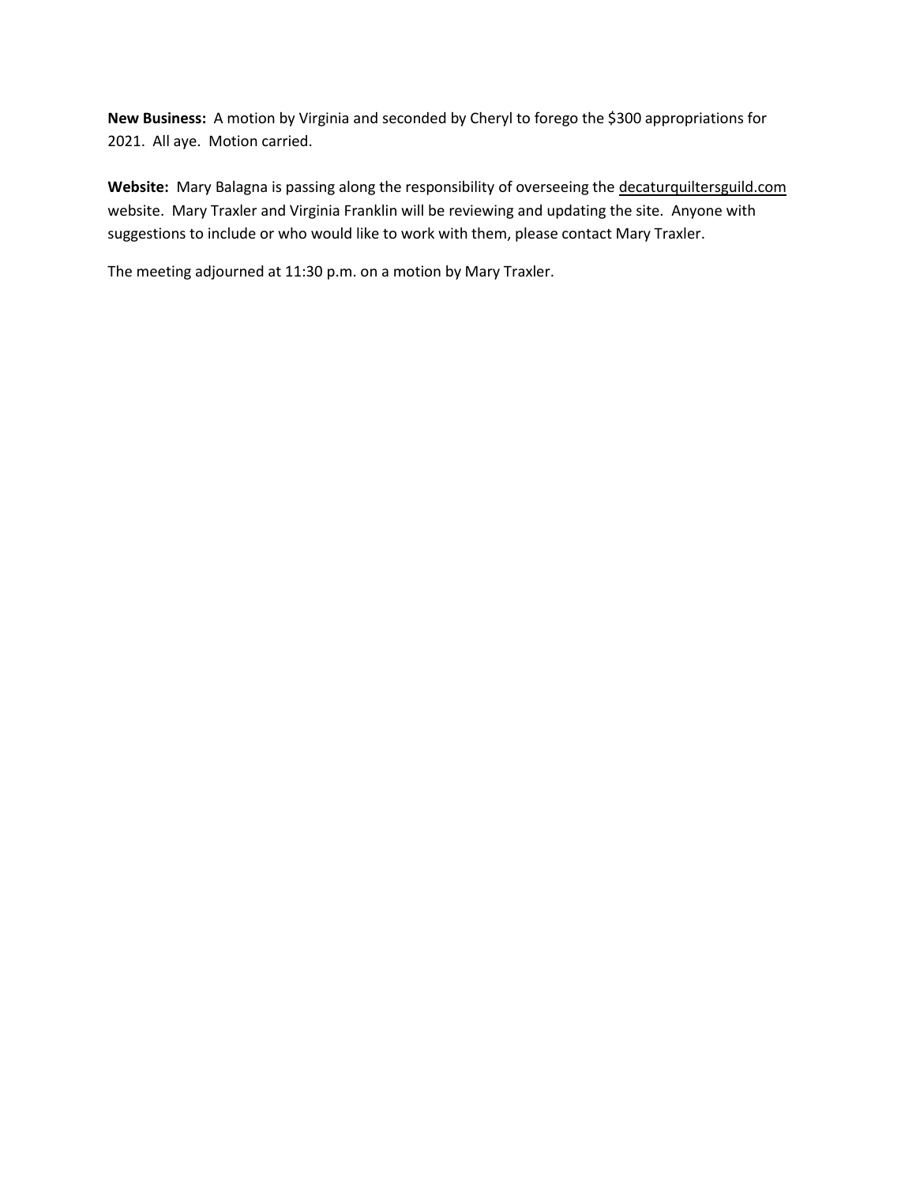**New Business:** A motion by Virginia and seconded by Cheryl to forego the $300 appropriations for 2021. All aye. Motion carried.

**Website:** Mary Balagna is passing along the responsibility of overseeing the decaturquiltersguild.com website. Mary Traxler and Virginia Franklin will be reviewing and updating the site. Anyone with suggestions to include or who would like to work with them, please contact Mary Traxler.

The meeting adjourned at 11:30 p.m. on a motion by Mary Traxler.